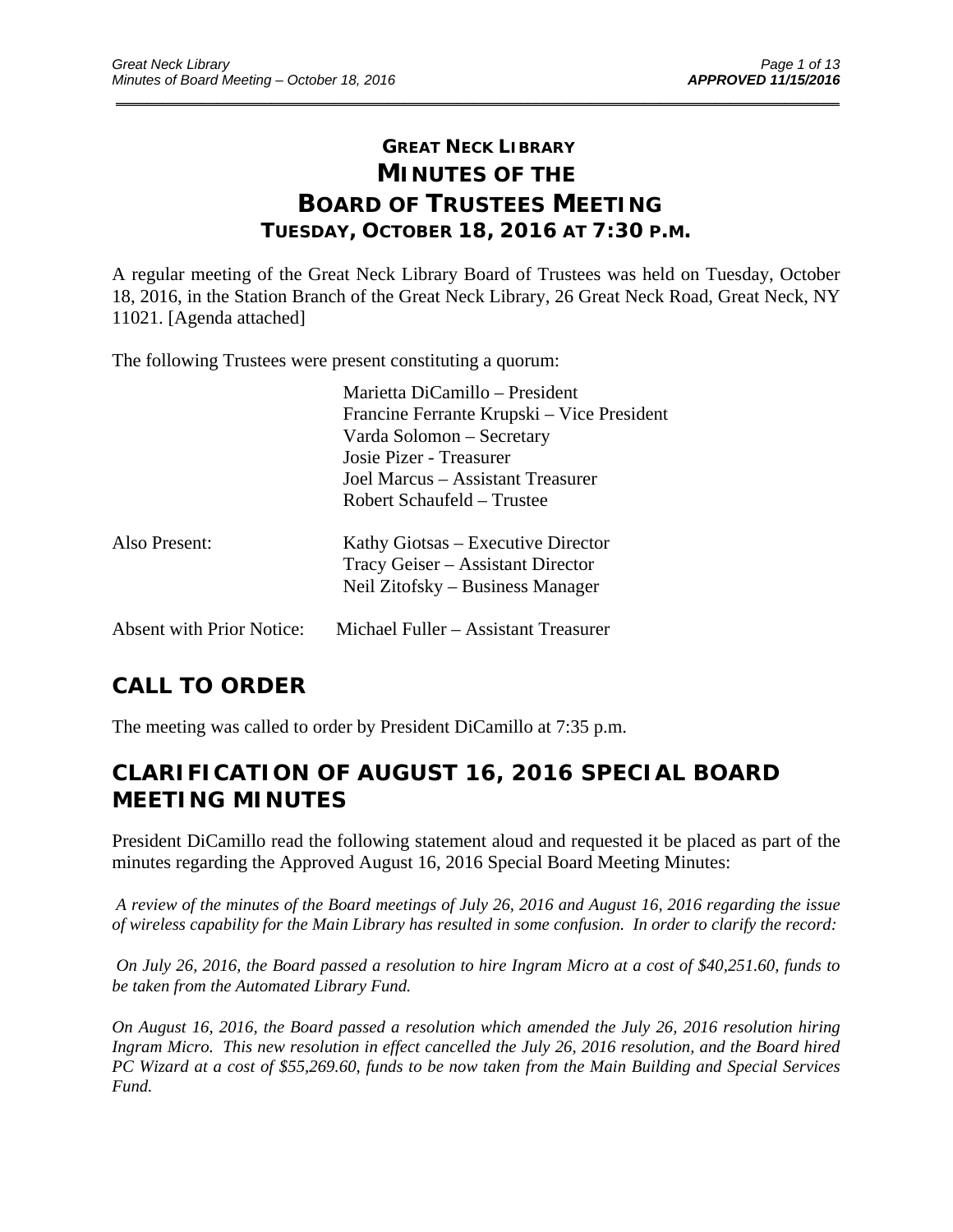# GREAT NECK LIBRARY
# MINUTES OF THE BOARD OF TRUSTEES MEETING
## TUESDAY, OCTOBER 18, 2016 AT 7:30 P.M.

A regular meeting of the Great Neck Library Board of Trustees was held on Tuesday, October 18, 2016, in the Station Branch of the Great Neck Library, 26 Great Neck Road, Great Neck, NY 11021. [Agenda attached]

The following Trustees were present constituting a quorum:

Marietta DiCamillo – President
Francine Ferrante Krupski – Vice President
Varda Solomon – Secretary
Josie Pizer - Treasurer
Joel Marcus – Assistant Treasurer
Robert Schaufeld – Trustee

Also Present:

Kathy Giotsas – Executive Director
Tracy Geiser – Assistant Director
Neil Zitofsky – Business Manager

Absent with Prior Notice: Michael Fuller – Assistant Treasurer

## CALL TO ORDER

The meeting was called to order by President DiCamillo at 7:35 p.m.

## CLARIFICATION OF AUGUST 16, 2016 SPECIAL BOARD MEETING MINUTES

President DiCamillo read the following statement aloud and requested it be placed as part of the minutes regarding the Approved August 16, 2016 Special Board Meeting Minutes:

*A review of the minutes of the Board meetings of July 26, 2016 and August 16, 2016 regarding the issue of wireless capability for the Main Library has resulted in some confusion. In order to clarify the record:*

*On July 26, 2016, the Board passed a resolution to hire Ingram Micro at a cost of $40,251.60, funds to be taken from the Automated Library Fund.*

*On August 16, 2016, the Board passed a resolution which amended the July 26, 2016 resolution hiring Ingram Micro. This new resolution in effect cancelled the July 26, 2016 resolution, and the Board hired PC Wizard at a cost of $55,269.60, funds to be now taken from the Main Building and Special Services Fund.*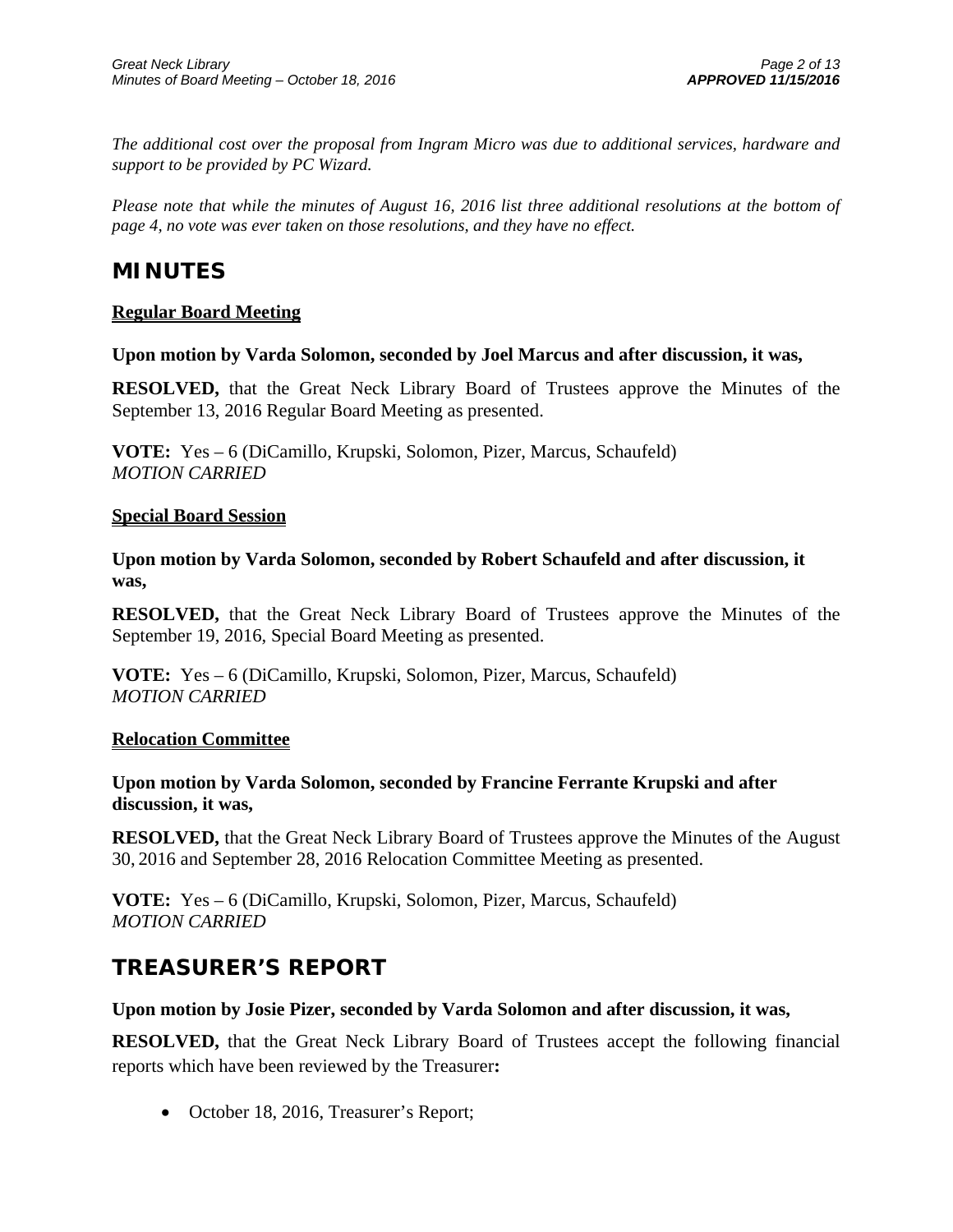*The additional cost over the proposal from Ingram Micro was due to additional services, hardware and support to be provided by PC Wizard.*

*Please note that while the minutes of August 16, 2016 list three additional resolutions at the bottom of page 4, no vote was ever taken on those resolutions, and they have no effect.*

## MINUTES

### Regular Board Meeting

**Upon motion by Varda Solomon, seconded by Joel Marcus and after discussion, it was,**

**RESOLVED,** that the Great Neck Library Board of Trustees approve the Minutes of the September 13, 2016 Regular Board Meeting as presented.

**VOTE:** Yes – 6 (DiCamillo, Krupski, Solomon, Pizer, Marcus, Schaufeld)
*MOTION CARRIED*

### Special Board Session

**Upon motion by Varda Solomon, seconded by Robert Schaufeld and after discussion, it was,**

**RESOLVED,** that the Great Neck Library Board of Trustees approve the Minutes of the September 19, 2016, Special Board Meeting as presented.

**VOTE:** Yes – 6 (DiCamillo, Krupski, Solomon, Pizer, Marcus, Schaufeld)
*MOTION CARRIED*

### Relocation Committee

**Upon motion by Varda Solomon, seconded by Francine Ferrante Krupski and after discussion, it was,**

**RESOLVED,** that the Great Neck Library Board of Trustees approve the Minutes of the August 30, 2016 and September 28, 2016 Relocation Committee Meeting as presented.

**VOTE:** Yes – 6 (DiCamillo, Krupski, Solomon, Pizer, Marcus, Schaufeld)
*MOTION CARRIED*

## TREASURER'S REPORT

**Upon motion by Josie Pizer, seconded by Varda Solomon and after discussion, it was,**

**RESOLVED,** that the Great Neck Library Board of Trustees accept the following financial reports which have been reviewed by the Treasurer**:**

- October 18, 2016, Treasurer's Report;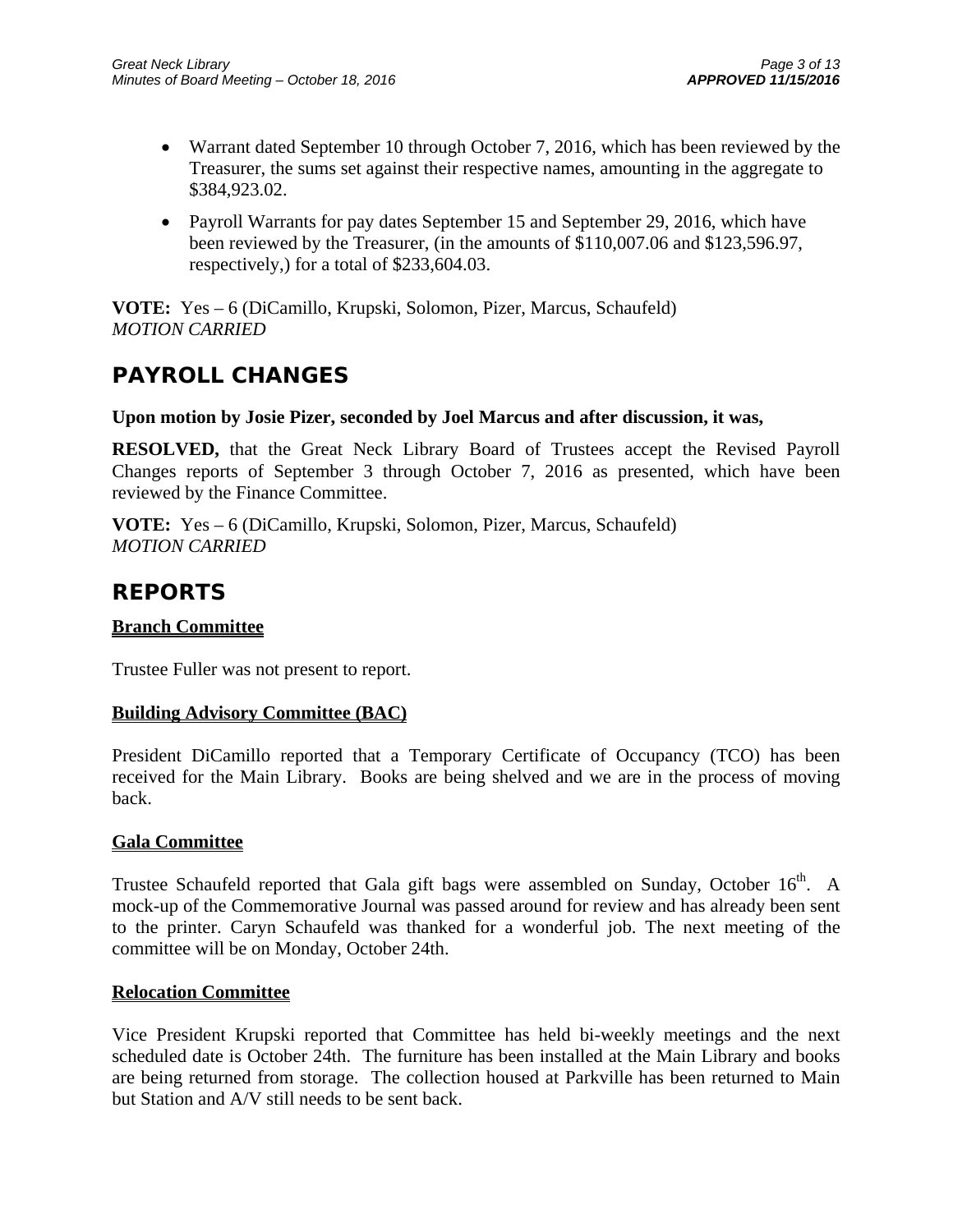- Warrant dated September 10 through October 7, 2016, which has been reviewed by the Treasurer, the sums set against their respective names, amounting in the aggregate to $384,923.02.
- Payroll Warrants for pay dates September 15 and September 29, 2016, which have been reviewed by the Treasurer, (in the amounts of $110,007.06 and $123,596.97, respectively,) for a total of $233,604.03.

**VOTE:** Yes – 6 (DiCamillo, Krupski, Solomon, Pizer, Marcus, Schaufeld)
*MOTION CARRIED*

## PAYROLL CHANGES

**Upon motion by Josie Pizer, seconded by Joel Marcus and after discussion, it was,**

**RESOLVED,** that the Great Neck Library Board of Trustees accept the Revised Payroll Changes reports of September 3 through October 7, 2016 as presented, which have been reviewed by the Finance Committee.

**VOTE:** Yes – 6 (DiCamillo, Krupski, Solomon, Pizer, Marcus, Schaufeld)
*MOTION CARRIED*

## REPORTS

**Branch Committee**

Trustee Fuller was not present to report.

**Building Advisory Committee (BAC)**

President DiCamillo reported that a Temporary Certificate of Occupancy (TCO) has been received for the Main Library. Books are being shelved and we are in the process of moving back.

**Gala Committee**

Trustee Schaufeld reported that Gala gift bags were assembled on Sunday, October 16th. A mock-up of the Commemorative Journal was passed around for review and has already been sent to the printer. Caryn Schaufeld was thanked for a wonderful job. The next meeting of the committee will be on Monday, October 24th.

**Relocation Committee**

Vice President Krupski reported that Committee has held bi-weekly meetings and the next scheduled date is October 24th. The furniture has been installed at the Main Library and books are being returned from storage. The collection housed at Parkville has been returned to Main but Station and A/V still needs to be sent back.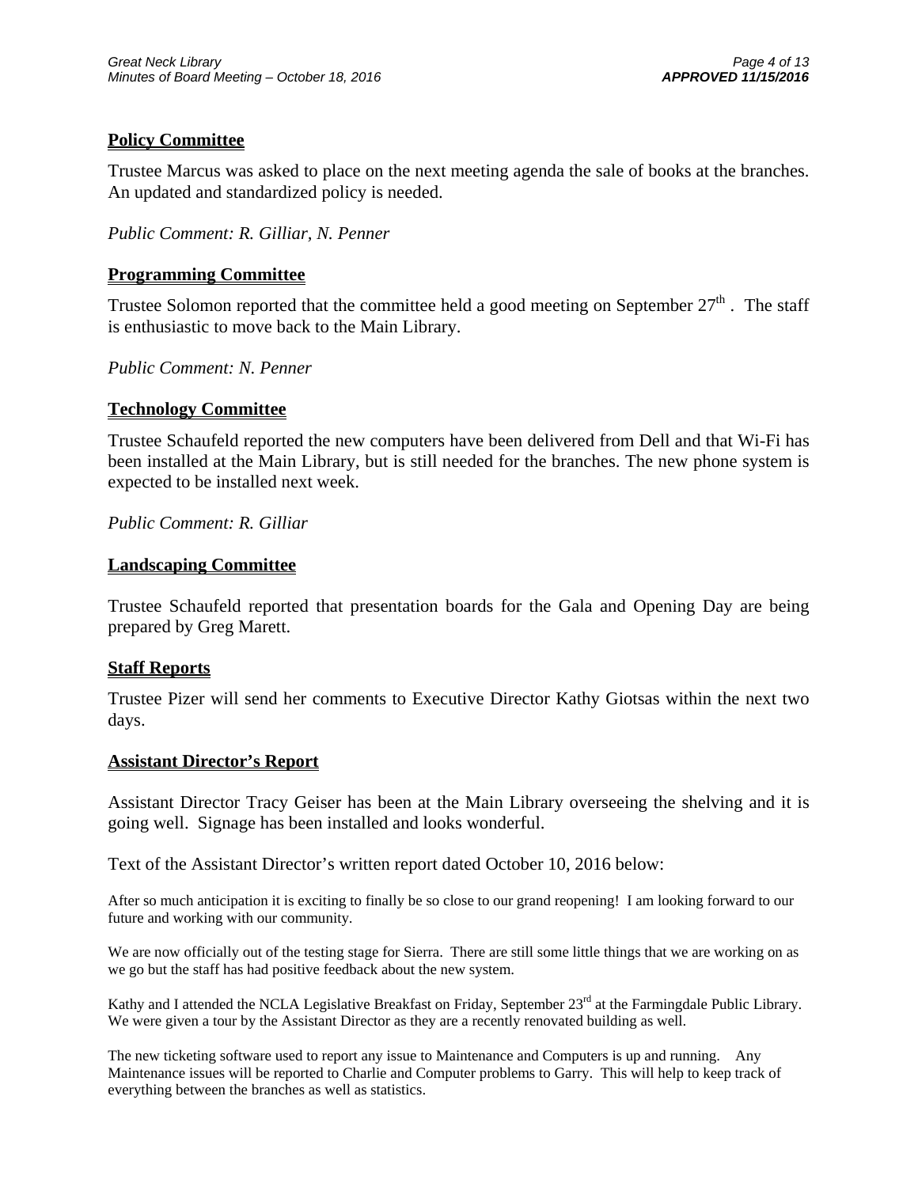## Policy Committee

Trustee Marcus was asked to place on the next meeting agenda the sale of books at the branches. An updated and standardized policy is needed.

*Public Comment: R. Gilliar, N. Penner*

## Programming Committee

Trustee Solomon reported that the committee held a good meeting on September 27th . The staff is enthusiastic to move back to the Main Library.

*Public Comment: N. Penner*

## Technology Committee

Trustee Schaufeld reported the new computers have been delivered from Dell and that Wi-Fi has been installed at the Main Library, but is still needed for the branches. The new phone system is expected to be installed next week.

*Public Comment: R. Gilliar*

## Landscaping Committee

Trustee Schaufeld reported that presentation boards for the Gala and Opening Day are being prepared by Greg Marett.

## Staff Reports

Trustee Pizer will send her comments to Executive Director Kathy Giotsas within the next two days.

## Assistant Director's Report

Assistant Director Tracy Geiser has been at the Main Library overseeing the shelving and it is going well. Signage has been installed and looks wonderful.

Text of the Assistant Director's written report dated October 10, 2016 below:

After so much anticipation it is exciting to finally be so close to our grand reopening! I am looking forward to our future and working with our community.

We are now officially out of the testing stage for Sierra. There are still some little things that we are working on as we go but the staff has had positive feedback about the new system.

Kathy and I attended the NCLA Legislative Breakfast on Friday, September 23rd at the Farmingdale Public Library. We were given a tour by the Assistant Director as they are a recently renovated building as well.

The new ticketing software used to report any issue to Maintenance and Computers is up and running. Any Maintenance issues will be reported to Charlie and Computer problems to Garry. This will help to keep track of everything between the branches as well as statistics.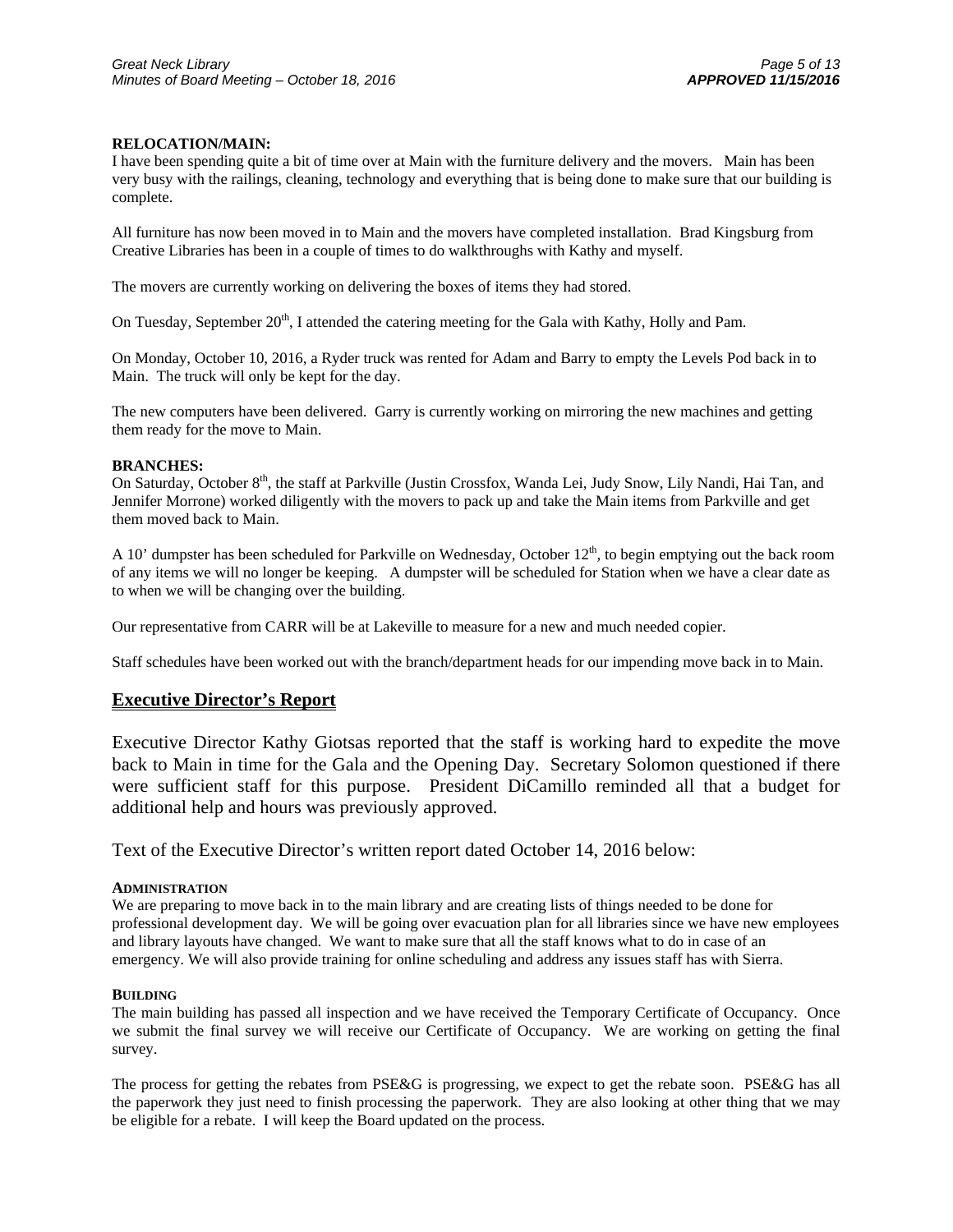**RELOCATION/MAIN:**
I have been spending quite a bit of time over at Main with the furniture delivery and the movers. Main has been very busy with the railings, cleaning, technology and everything that is being done to make sure that our building is complete.

All furniture has now been moved in to Main and the movers have completed installation. Brad Kingsburg from Creative Libraries has been in a couple of times to do walkthroughs with Kathy and myself.

The movers are currently working on delivering the boxes of items they had stored.

On Tuesday, September 20th, I attended the catering meeting for the Gala with Kathy, Holly and Pam.

On Monday, October 10, 2016, a Ryder truck was rented for Adam and Barry to empty the Levels Pod back in to Main. The truck will only be kept for the day.

The new computers have been delivered. Garry is currently working on mirroring the new machines and getting them ready for the move to Main.

**BRANCHES:**
On Saturday, October 8th, the staff at Parkville (Justin Crossfox, Wanda Lei, Judy Snow, Lily Nandi, Hai Tan, and Jennifer Morrone) worked diligently with the movers to pack up and take the Main items from Parkville and get them moved back to Main.

A 10' dumpster has been scheduled for Parkville on Wednesday, October 12th, to begin emptying out the back room of any items we will no longer be keeping. A dumpster will be scheduled for Station when we have a clear date as to when we will be changing over the building.

Our representative from CARR will be at Lakeville to measure for a new and much needed copier.

Staff schedules have been worked out with the branch/department heads for our impending move back in to Main.

## Executive Director's Report

Executive Director Kathy Giotsas reported that the staff is working hard to expedite the move back to Main in time for the Gala and the Opening Day. Secretary Solomon questioned if there were sufficient staff for this purpose. President DiCamillo reminded all that a budget for additional help and hours was previously approved.

Text of the Executive Director's written report dated October 14, 2016 below:

**ADMINISTRATION**
We are preparing to move back in to the main library and are creating lists of things needed to be done for professional development day. We will be going over evacuation plan for all libraries since we have new employees and library layouts have changed. We want to make sure that all the staff knows what to do in case of an emergency. We will also provide training for online scheduling and address any issues staff has with Sierra.

**BUILDING**
The main building has passed all inspection and we have received the Temporary Certificate of Occupancy. Once we submit the final survey we will receive our Certificate of Occupancy. We are working on getting the final survey.

The process for getting the rebates from PSE&G is progressing, we expect to get the rebate soon. PSE&G has all the paperwork they just need to finish processing the paperwork. They are also looking at other thing that we may be eligible for a rebate. I will keep the Board updated on the process.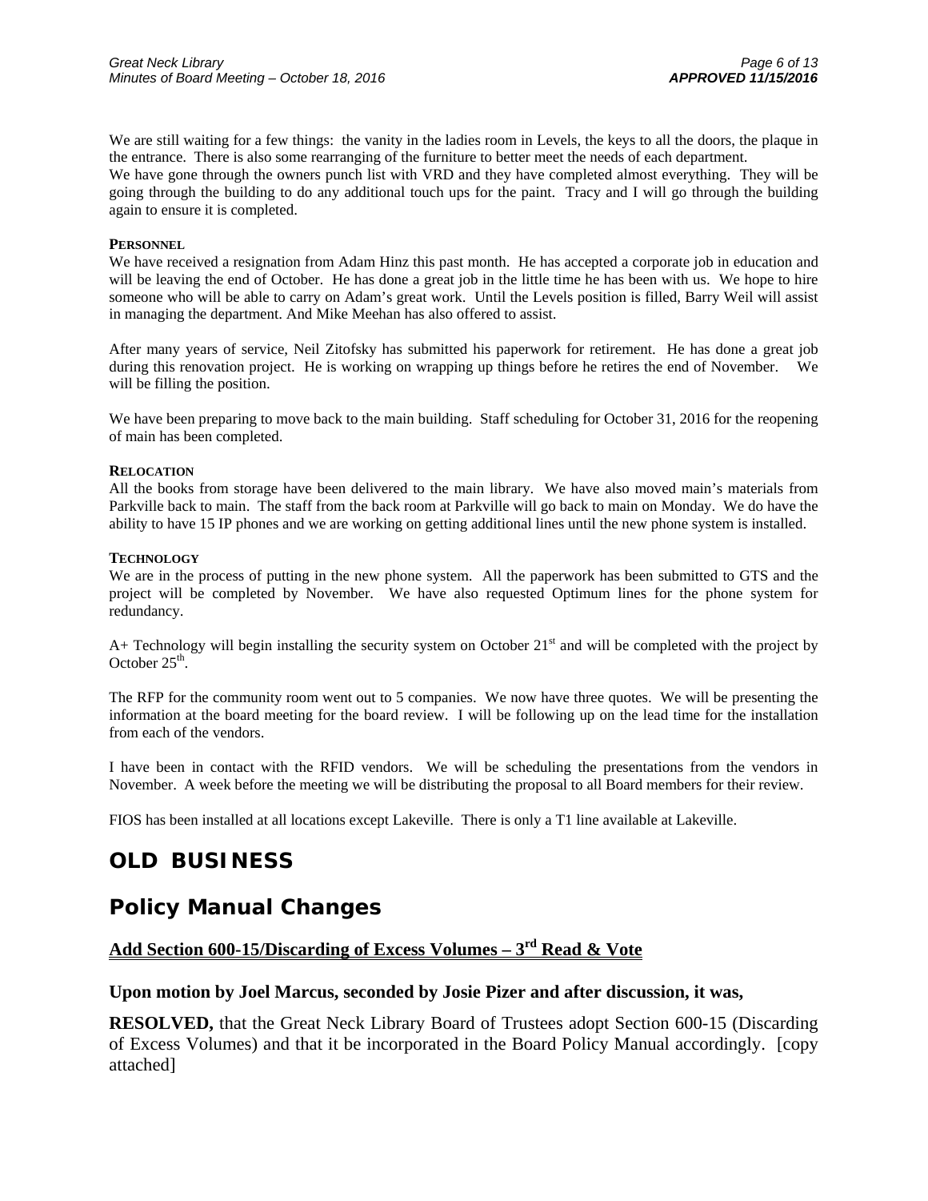We are still waiting for a few things: the vanity in the ladies room in Levels, the keys to all the doors, the plaque in the entrance. There is also some rearranging of the furniture to better meet the needs of each department.
We have gone through the owners punch list with VRD and they have completed almost everything. They will be going through the building to do any additional touch ups for the paint. Tracy and I will go through the building again to ensure it is completed.

**PERSONNEL**
We have received a resignation from Adam Hinz this past month. He has accepted a corporate job in education and will be leaving the end of October. He has done a great job in the little time he has been with us. We hope to hire someone who will be able to carry on Adam's great work. Until the Levels position is filled, Barry Weil will assist in managing the department. And Mike Meehan has also offered to assist.

After many years of service, Neil Zitofsky has submitted his paperwork for retirement. He has done a great job during this renovation project. He is working on wrapping up things before he retires the end of November. We will be filling the position.

We have been preparing to move back to the main building. Staff scheduling for October 31, 2016 for the reopening of main has been completed.

**RELOCATION**
All the books from storage have been delivered to the main library. We have also moved main's materials from Parkville back to main. The staff from the back room at Parkville will go back to main on Monday. We do have the ability to have 15 IP phones and we are working on getting additional lines until the new phone system is installed.

**TECHNOLOGY**
We are in the process of putting in the new phone system. All the paperwork has been submitted to GTS and the project will be completed by November. We have also requested Optimum lines for the phone system for redundancy.

A+ Technology will begin installing the security system on October 21st and will be completed with the project by October 25th.

The RFP for the community room went out to 5 companies. We now have three quotes. We will be presenting the information at the board meeting for the board review. I will be following up on the lead time for the installation from each of the vendors.

I have been in contact with the RFID vendors. We will be scheduling the presentations from the vendors in November. A week before the meeting we will be distributing the proposal to all Board members for their review.

FIOS has been installed at all locations except Lakeville. There is only a T1 line available at Lakeville.

# OLD BUSINESS

## Policy Manual Changes

### Add Section 600-15/Discarding of Excess Volumes – 3rd Read & Vote

**Upon motion by Joel Marcus, seconded by Josie Pizer and after discussion, it was,**

**RESOLVED,** that the Great Neck Library Board of Trustees adopt Section 600-15 (Discarding of Excess Volumes) and that it be incorporated in the Board Policy Manual accordingly. [copy attached]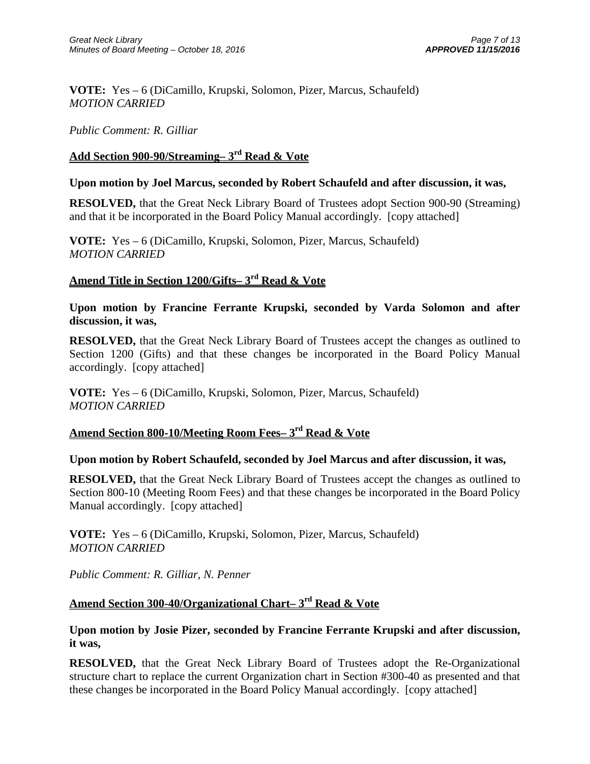**VOTE:** Yes – 6 (DiCamillo, Krupski, Solomon, Pizer, Marcus, Schaufeld)
*MOTION CARRIED*

*Public Comment: R. Gilliar*

## Add Section 900-90/Streaming– 3rd Read & Vote

**Upon motion by Joel Marcus, seconded by Robert Schaufeld and after discussion, it was,**

**RESOLVED,** that the Great Neck Library Board of Trustees adopt Section 900-90 (Streaming) and that it be incorporated in the Board Policy Manual accordingly. [copy attached]

**VOTE:** Yes – 6 (DiCamillo, Krupski, Solomon, Pizer, Marcus, Schaufeld)
*MOTION CARRIED*

## Amend Title in Section 1200/Gifts– 3rd Read & Vote

**Upon motion by Francine Ferrante Krupski, seconded by Varda Solomon and after discussion, it was,**

**RESOLVED,** that the Great Neck Library Board of Trustees accept the changes as outlined to Section 1200 (Gifts) and that these changes be incorporated in the Board Policy Manual accordingly. [copy attached]

**VOTE:** Yes – 6 (DiCamillo, Krupski, Solomon, Pizer, Marcus, Schaufeld)
*MOTION CARRIED*

## Amend Section 800-10/Meeting Room Fees– 3rd Read & Vote

**Upon motion by Robert Schaufeld, seconded by Joel Marcus and after discussion, it was,**

**RESOLVED,** that the Great Neck Library Board of Trustees accept the changes as outlined to Section 800-10 (Meeting Room Fees) and that these changes be incorporated in the Board Policy Manual accordingly. [copy attached]

**VOTE:** Yes – 6 (DiCamillo, Krupski, Solomon, Pizer, Marcus, Schaufeld)
*MOTION CARRIED*

*Public Comment: R. Gilliar, N. Penner*

## Amend Section 300-40/Organizational Chart– 3rd Read & Vote

**Upon motion by Josie Pizer, seconded by Francine Ferrante Krupski and after discussion, it was,**

**RESOLVED,** that the Great Neck Library Board of Trustees adopt the Re-Organizational structure chart to replace the current Organization chart in Section #300-40 as presented and that these changes be incorporated in the Board Policy Manual accordingly. [copy attached]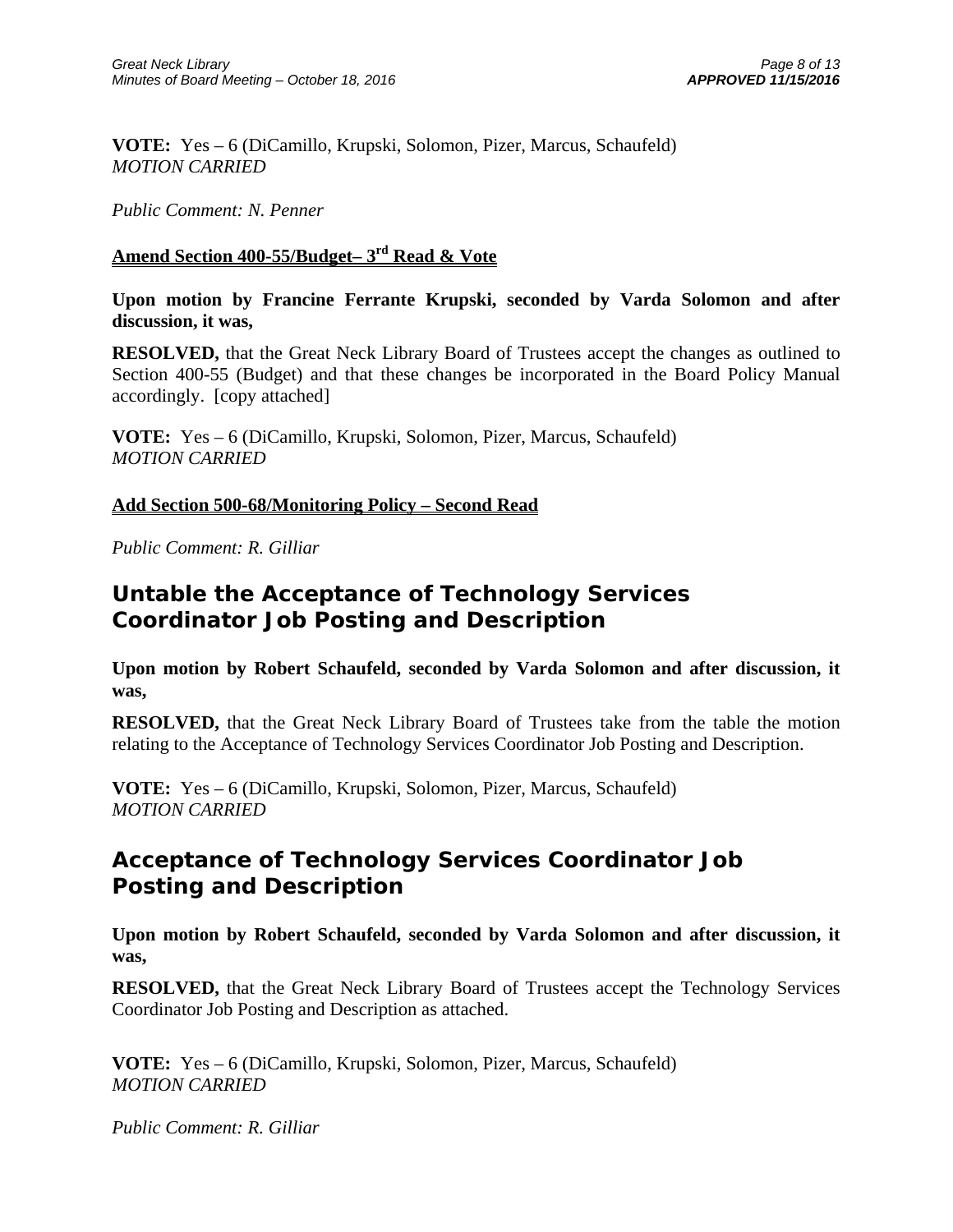**VOTE:** Yes – 6 (DiCamillo, Krupski, Solomon, Pizer, Marcus, Schaufeld)
*MOTION CARRIED*

*Public Comment: N. Penner*

**Amend Section 400-55/Budget– 3rd Read & Vote**

**Upon motion by Francine Ferrante Krupski, seconded by Varda Solomon and after discussion, it was,**

**RESOLVED,** that the Great Neck Library Board of Trustees accept the changes as outlined to Section 400-55 (Budget) and that these changes be incorporated in the Board Policy Manual accordingly. [copy attached]

**VOTE:** Yes – 6 (DiCamillo, Krupski, Solomon, Pizer, Marcus, Schaufeld)
*MOTION CARRIED*

**Add Section 500-68/Monitoring Policy – Second Read**

*Public Comment: R. Gilliar*

## Untable the Acceptance of Technology Services Coordinator Job Posting and Description

**Upon motion by Robert Schaufeld, seconded by Varda Solomon and after discussion, it was,**

**RESOLVED,** that the Great Neck Library Board of Trustees take from the table the motion relating to the Acceptance of Technology Services Coordinator Job Posting and Description.

**VOTE:** Yes – 6 (DiCamillo, Krupski, Solomon, Pizer, Marcus, Schaufeld)
*MOTION CARRIED*

## Acceptance of Technology Services Coordinator Job Posting and Description

**Upon motion by Robert Schaufeld, seconded by Varda Solomon and after discussion, it was,**

**RESOLVED,** that the Great Neck Library Board of Trustees accept the Technology Services Coordinator Job Posting and Description as attached.

**VOTE:** Yes – 6 (DiCamillo, Krupski, Solomon, Pizer, Marcus, Schaufeld)
*MOTION CARRIED*

*Public Comment: R. Gilliar*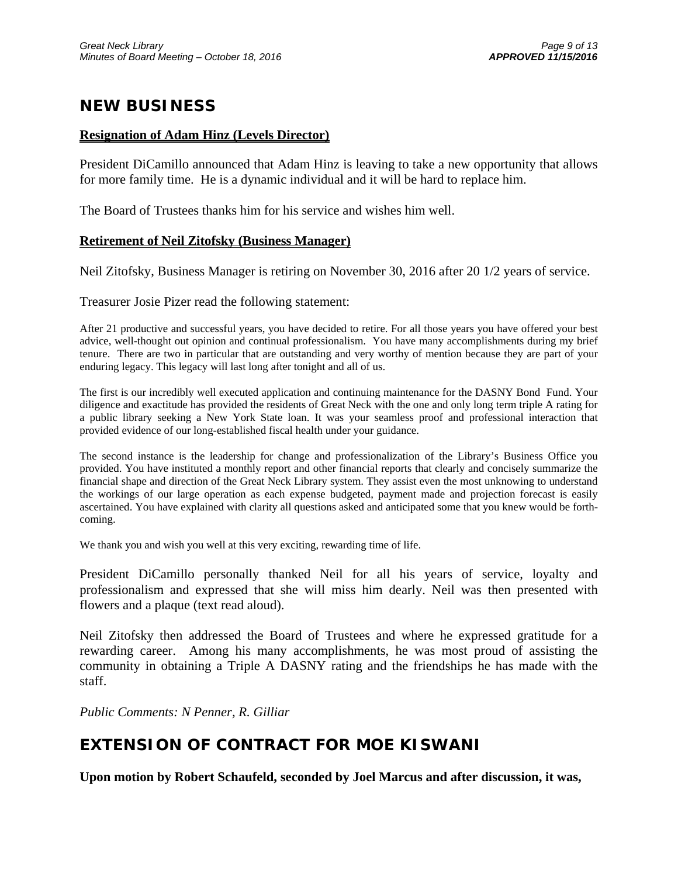## NEW BUSINESS

**Resignation of Adam Hinz (Levels Director)**

President DiCamillo announced that Adam Hinz is leaving to take a new opportunity that allows for more family time. He is a dynamic individual and it will be hard to replace him.

The Board of Trustees thanks him for his service and wishes him well.

**Retirement of Neil Zitofsky (Business Manager)**

Neil Zitofsky, Business Manager is retiring on November 30, 2016 after 20 1/2 years of service.

Treasurer Josie Pizer read the following statement:

After 21 productive and successful years, you have decided to retire. For all those years you have offered your best advice, well-thought out opinion and continual professionalism. You have many accomplishments during my brief tenure. There are two in particular that are outstanding and very worthy of mention because they are part of your enduring legacy. This legacy will last long after tonight and all of us.

The first is our incredibly well executed application and continuing maintenance for the DASNY Bond Fund. Your diligence and exactitude has provided the residents of Great Neck with the one and only long term triple A rating for a public library seeking a New York State loan. It was your seamless proof and professional interaction that provided evidence of our long-established fiscal health under your guidance.

The second instance is the leadership for change and professionalization of the Library's Business Office you provided. You have instituted a monthly report and other financial reports that clearly and concisely summarize the financial shape and direction of the Great Neck Library system. They assist even the most unknowing to understand the workings of our large operation as each expense budgeted, payment made and projection forecast is easily ascertained. You have explained with clarity all questions asked and anticipated some that you knew would be forth-coming.

We thank you and wish you well at this very exciting, rewarding time of life.

President DiCamillo personally thanked Neil for all his years of service, loyalty and professionalism and expressed that she will miss him dearly. Neil was then presented with flowers and a plaque (text read aloud).

Neil Zitofsky then addressed the Board of Trustees and where he expressed gratitude for a rewarding career. Among his many accomplishments, he was most proud of assisting the community in obtaining a Triple A DASNY rating and the friendships he has made with the staff.

*Public Comments: N Penner, R. Gilliar*

## EXTENSION OF CONTRACT FOR MOE KISWANI

**Upon motion by Robert Schaufeld, seconded by Joel Marcus and after discussion, it was,**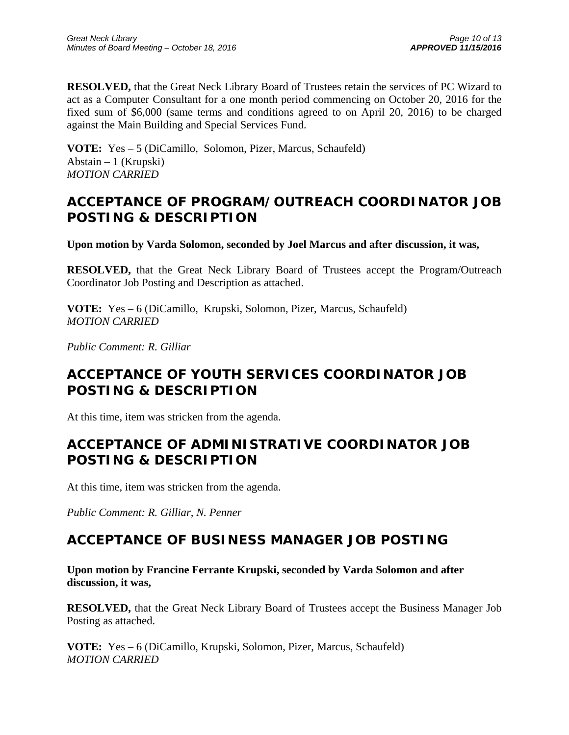**RESOLVED,** that the Great Neck Library Board of Trustees retain the services of PC Wizard to act as a Computer Consultant for a one month period commencing on October 20, 2016 for the fixed sum of $6,000 (same terms and conditions agreed to on April 20, 2016) to be charged against the Main Building and Special Services Fund.

**VOTE:** Yes – 5 (DiCamillo, Solomon, Pizer, Marcus, Schaufeld)
Abstain – 1 (Krupski)
*MOTION CARRIED*

## ACCEPTANCE OF PROGRAM/OUTREACH COORDINATOR JOB POSTING & DESCRIPTION

**Upon motion by Varda Solomon, seconded by Joel Marcus and after discussion, it was,**

**RESOLVED,** that the Great Neck Library Board of Trustees accept the Program/Outreach Coordinator Job Posting and Description as attached.

**VOTE:** Yes – 6 (DiCamillo, Krupski, Solomon, Pizer, Marcus, Schaufeld)
*MOTION CARRIED*

*Public Comment: R. Gilliar*

## ACCEPTANCE OF YOUTH SERVICES COORDINATOR JOB POSTING & DESCRIPTION

At this time, item was stricken from the agenda.

## ACCEPTANCE OF ADMINISTRATIVE COORDINATOR JOB POSTING & DESCRIPTION

At this time, item was stricken from the agenda.

*Public Comment: R. Gilliar, N. Penner*

## ACCEPTANCE OF BUSINESS MANAGER JOB POSTING

**Upon motion by Francine Ferrante Krupski, seconded by Varda Solomon and after discussion, it was,**

**RESOLVED,** that the Great Neck Library Board of Trustees accept the Business Manager Job Posting as attached.

**VOTE:** Yes – 6 (DiCamillo, Krupski, Solomon, Pizer, Marcus, Schaufeld)
*MOTION CARRIED*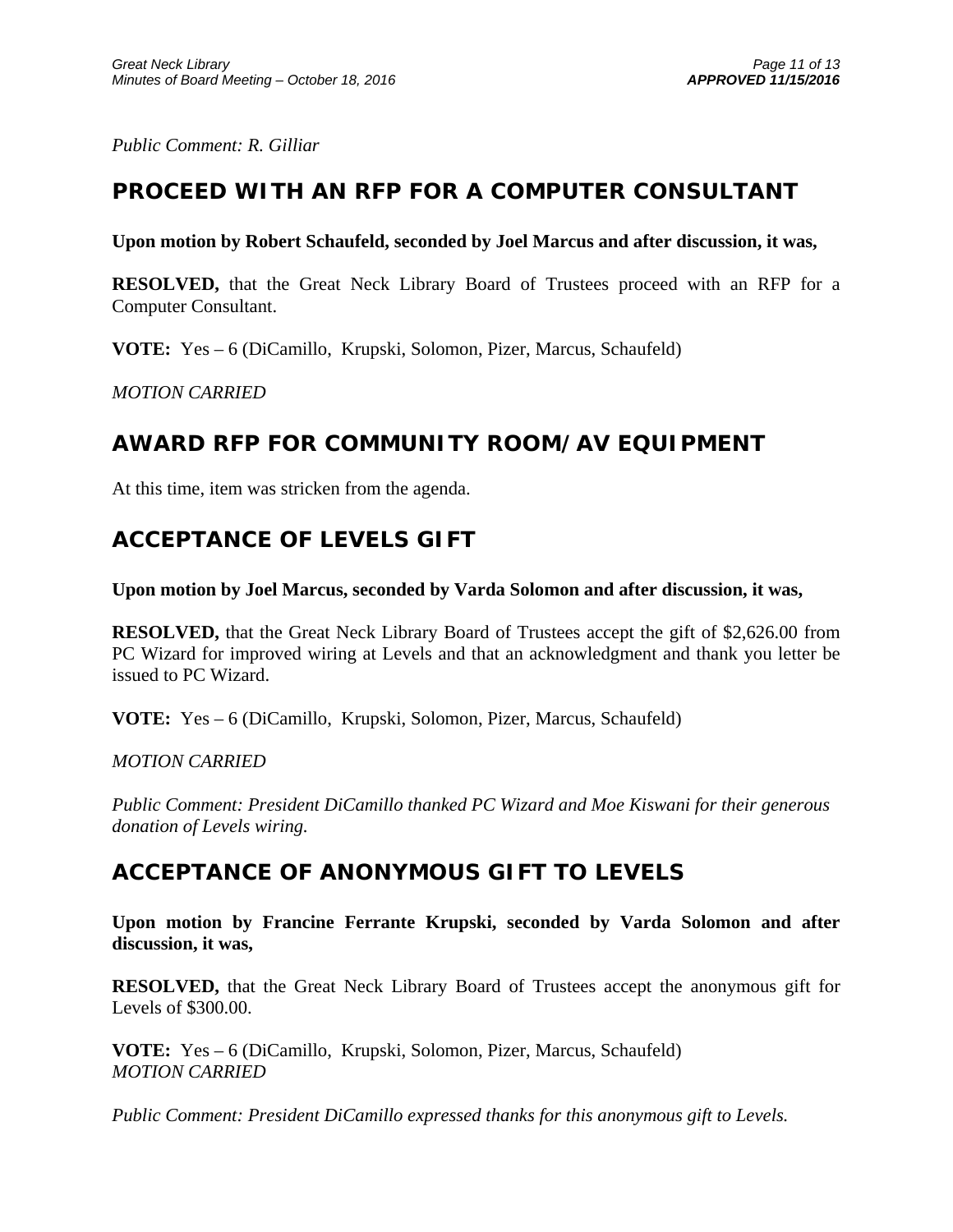*Public Comment: R. Gilliar*

## PROCEED WITH AN RFP FOR A COMPUTER CONSULTANT

**Upon motion by Robert Schaufeld, seconded by Joel Marcus and after discussion, it was,**

**RESOLVED,** that the Great Neck Library Board of Trustees proceed with an RFP for a Computer Consultant.

**VOTE:** Yes – 6 (DiCamillo, Krupski, Solomon, Pizer, Marcus, Schaufeld)

*MOTION CARRIED*

## AWARD RFP FOR COMMUNITY ROOM/AV EQUIPMENT

At this time, item was stricken from the agenda.

## ACCEPTANCE OF LEVELS GIFT

**Upon motion by Joel Marcus, seconded by Varda Solomon and after discussion, it was,**

**RESOLVED,** that the Great Neck Library Board of Trustees accept the gift of $2,626.00 from PC Wizard for improved wiring at Levels and that an acknowledgment and thank you letter be issued to PC Wizard.

**VOTE:** Yes – 6 (DiCamillo, Krupski, Solomon, Pizer, Marcus, Schaufeld)

*MOTION CARRIED*

*Public Comment: President DiCamillo thanked PC Wizard and Moe Kiswani for their generous donation of Levels wiring.*

## ACCEPTANCE OF ANONYMOUS GIFT TO LEVELS

**Upon motion by Francine Ferrante Krupski, seconded by Varda Solomon and after discussion, it was,**

**RESOLVED,** that the Great Neck Library Board of Trustees accept the anonymous gift for Levels of $300.00.

**VOTE:** Yes – 6 (DiCamillo, Krupski, Solomon, Pizer, Marcus, Schaufeld)
*MOTION CARRIED*

*Public Comment: President DiCamillo expressed thanks for this anonymous gift to Levels.*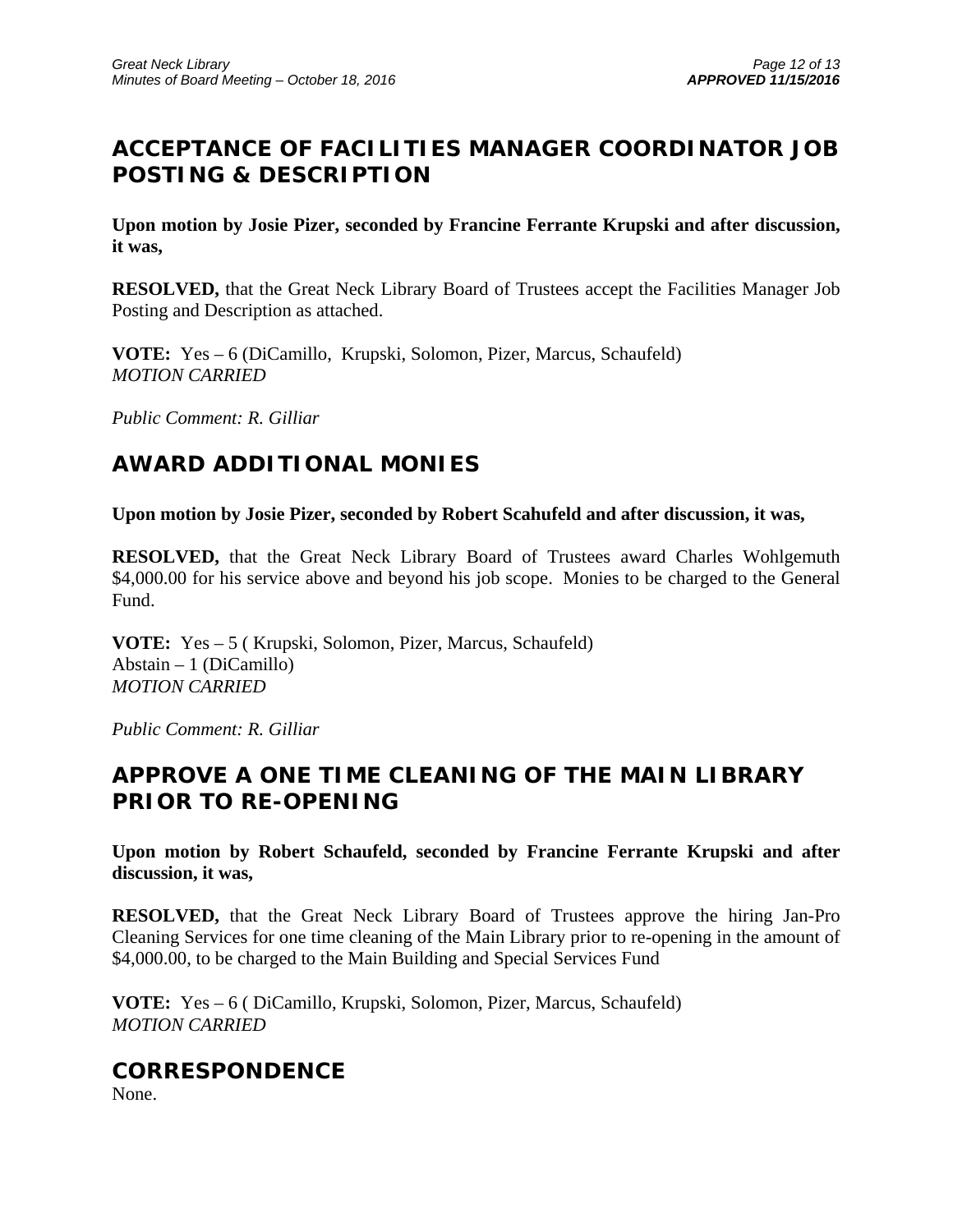## ACCEPTANCE OF FACILITIES MANAGER COORDINATOR JOB POSTING & DESCRIPTION

**Upon motion by Josie Pizer, seconded by Francine Ferrante Krupski and after discussion, it was,**

**RESOLVED,** that the Great Neck Library Board of Trustees accept the Facilities Manager Job Posting and Description as attached.

**VOTE:** Yes – 6 (DiCamillo, Krupski, Solomon, Pizer, Marcus, Schaufeld)
*MOTION CARRIED*

*Public Comment: R. Gilliar*

## AWARD ADDITIONAL MONIES

**Upon motion by Josie Pizer, seconded by Robert Scahufeld and after discussion, it was,**

**RESOLVED,** that the Great Neck Library Board of Trustees award Charles Wohlgemuth $4,000.00 for his service above and beyond his job scope. Monies to be charged to the General Fund.

**VOTE:** Yes – 5 ( Krupski, Solomon, Pizer, Marcus, Schaufeld)
Abstain – 1 (DiCamillo)
*MOTION CARRIED*

*Public Comment: R. Gilliar*

## APPROVE A ONE TIME CLEANING OF THE MAIN LIBRARY PRIOR TO RE-OPENING

**Upon motion by Robert Schaufeld, seconded by Francine Ferrante Krupski and after discussion, it was,**

**RESOLVED,** that the Great Neck Library Board of Trustees approve the hiring Jan-Pro Cleaning Services for one time cleaning of the Main Library prior to re-opening in the amount of $4,000.00, to be charged to the Main Building and Special Services Fund

**VOTE:** Yes – 6 ( DiCamillo, Krupski, Solomon, Pizer, Marcus, Schaufeld)
*MOTION CARRIED*

## CORRESPONDENCE

None.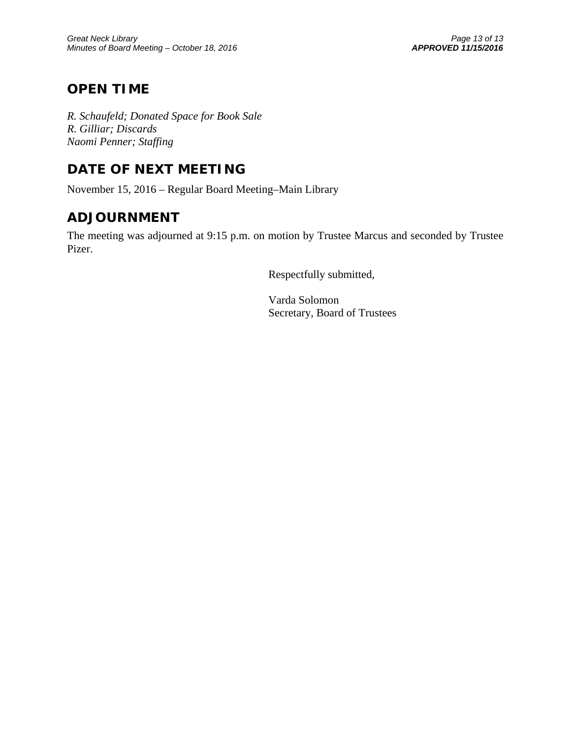## OPEN TIME

*R. Schaufeld; Donated Space for Book Sale*
*R. Gilliar; Discards*
*Naomi Penner; Staffing*

## DATE OF NEXT MEETING

November 15, 2016 – Regular Board Meeting–Main Library

## ADJOURNMENT

The meeting was adjourned at 9:15 p.m. on motion by Trustee Marcus and seconded by Trustee Pizer.

Respectfully submitted,

Varda Solomon
Secretary, Board of Trustees